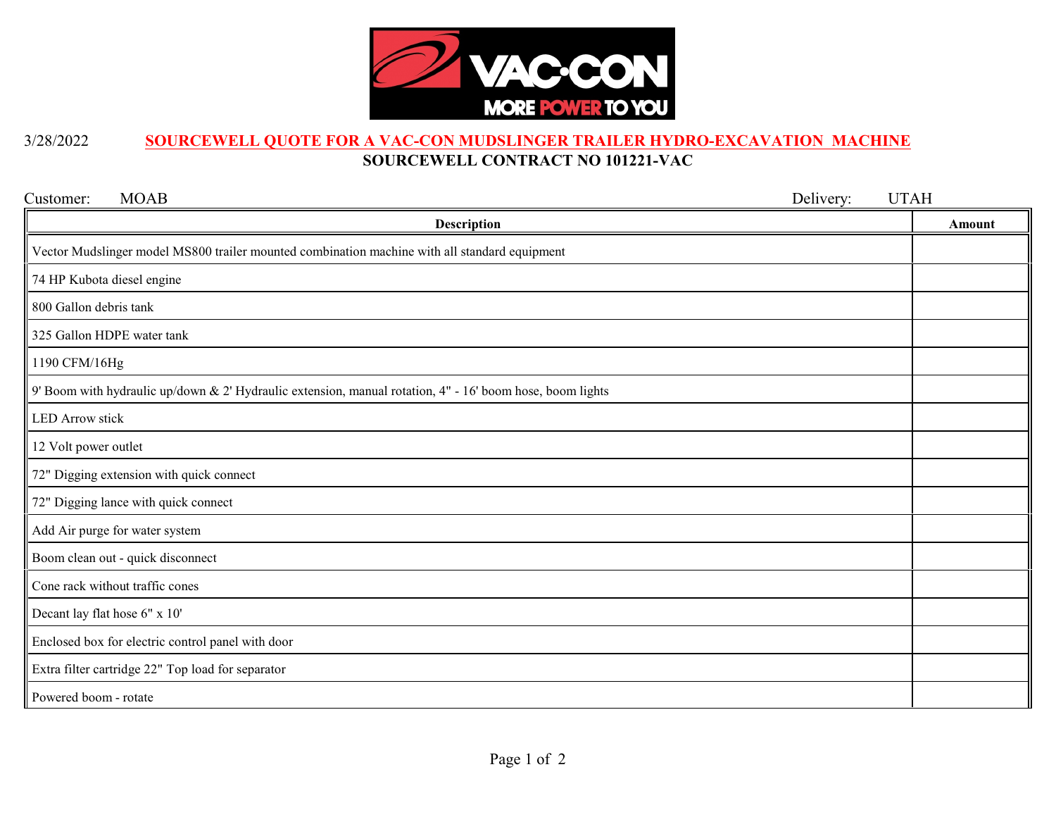3/28/2022

# SOURCEWELL QUOTE FOR A VAC-CON MUDSLINGER TRAILER HYDRO-EXCAVATION MACHINE

## SOURCEWELL CONTRACT NO 101221-VAC

Customer: MOAB

Delivery: UTAH

| Description | Amount |
| --- | --- |
| Vector Mudslinger model MS800 trailer mounted combination machine with all standard equipment | |
| 74 HP Kubota diesel engine | |
| 800 Gallon debris tank | |
| 325 Gallon HDPE water tank | |
| 1190 CFM/16Hg | |
| 9' Boom with hydraulic up/down & 2' Hydraulic extension, manual rotation, 4" - 16' boom hose, boom lights | |
| LED Arrow stick | |
| 12 Volt power outlet | |
| 72" Digging extension with quick connect | |
| 72" Digging lance with quick connect | |
| Add Air purge for water system | |
| Boom clean out - quick disconnect | |
| Cone rack without traffic cones | |
| Decant lay flat hose 6" x 10' | |
| Enclosed box for electric control panel with door | |
| Extra filter cartridge 22" Top load for separator | |
| Powered boom - rotate | |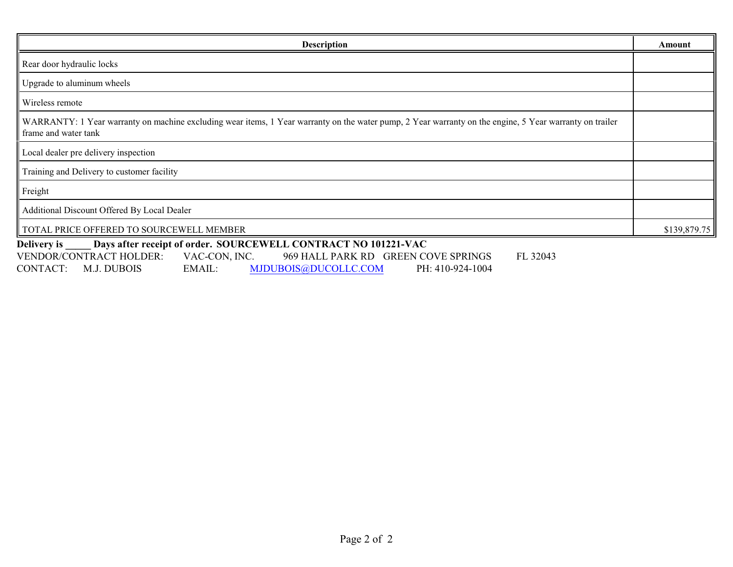| Description | Amount |
|---|---|
| Rear door hydraulic locks | |
| Upgrade to aluminum wheels | |
| Wireless remote | |
| WARRANTY: 1 Year warranty on machine excluding wear items, 1 Year warranty on the water pump, 2 Year warranty on the engine, 5 Year warranty on trailer frame and water tank | |
| Local dealer pre delivery inspection | |
| Training and Delivery to customer facility | |
| Freight | |
| Additional Discount Offered By Local Dealer | |
| TOTAL PRICE OFFERED TO SOURCEWELL MEMBER | $139,879.75 |

**Delivery is _____ Days after receipt of order. SOURCEWELL CONTRACT NO 101221-VAC**

VENDOR/CONTRACT HOLDER: VAC-CON, INC. 969 HALL PARK RD GREEN COVE SPRINGS FL 32043

CONTACT: M.J. DUBOIS EMAIL: MJDUBOIS@DUCOLLC.COM PH: 410-924-1004